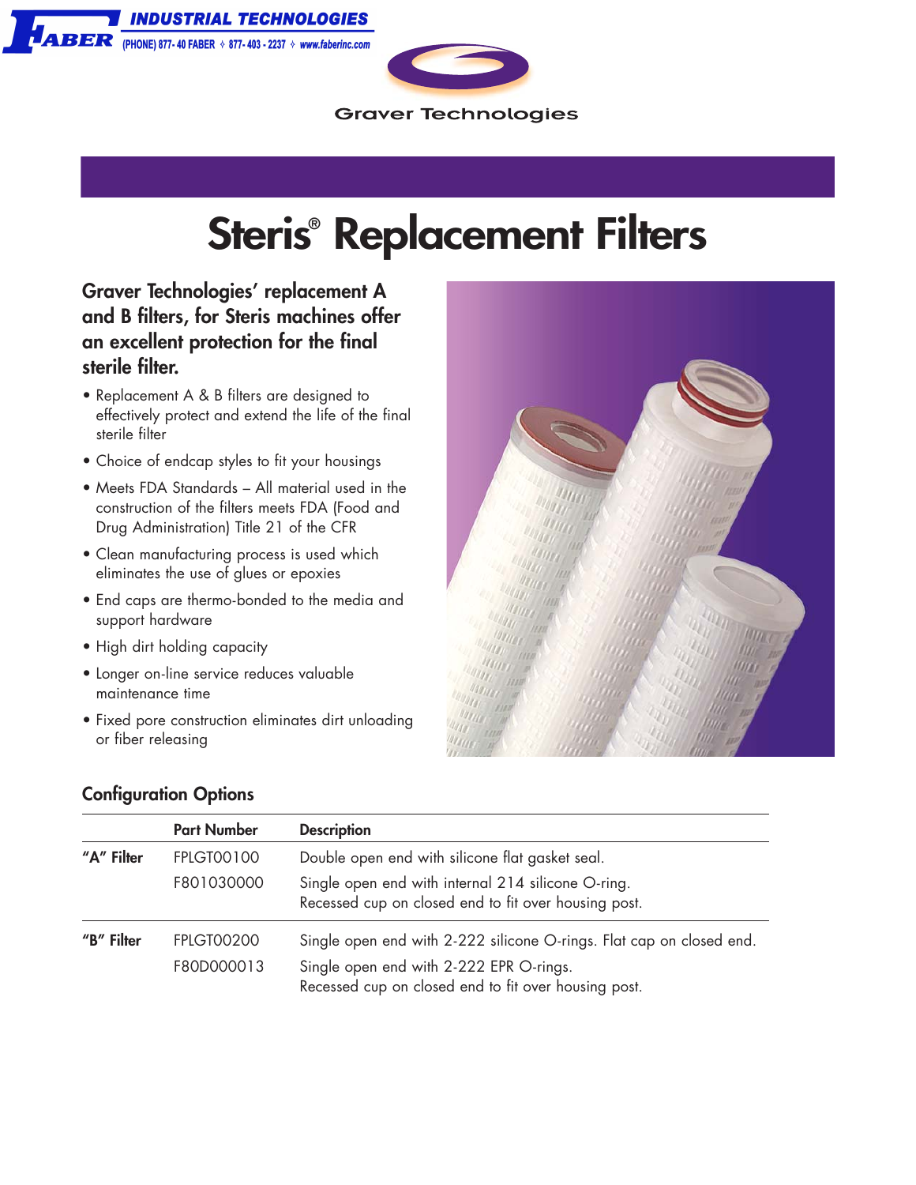FABER INDUSTRIAL TECHNOLOGIES

(PHONE) 877-40 FABER ✧ 877-403-2237 ✧ www.faberinc.com

Graver Technologies

# Steris® Replacement Filters

**Graver Technologies' replacement A and B filters, for Steris machines offer an excellent protection for the final sterile filter.**

- Replacement A & B filters are designed to effectively protect and extend the life of the final sterile filter
- Choice of endcap styles to fit your housings
- Meets FDA Standards – All material used in the construction of the filters meets FDA (Food and Drug Administration) Title 21 of the CFR
- Clean manufacturing process is used which eliminates the use of glues or epoxies
- End caps are thermo-bonded to the media and support hardware
- High dirt holding capacity
- Longer on-line service reduces valuable maintenance time
- Fixed pore construction eliminates dirt unloading or fiber releasing

## Configuration Options

| | Part Number | Description |
|---|---|---|
| **"A" Filter** | FPLGT00100 | Double open end with silicone flat gasket seal. |
| | F801030000 | Single open end with internal 214 silicone O-ring. Recessed cup on closed end to fit over housing post. |
| **"B" Filter** | FPLGT00200 | Single open end with 2-222 silicone O-rings. Flat cap on closed end. |
| | F80D000013 | Single open end with 2-222 EPR O-rings. Recessed cup on closed end to fit over housing post. |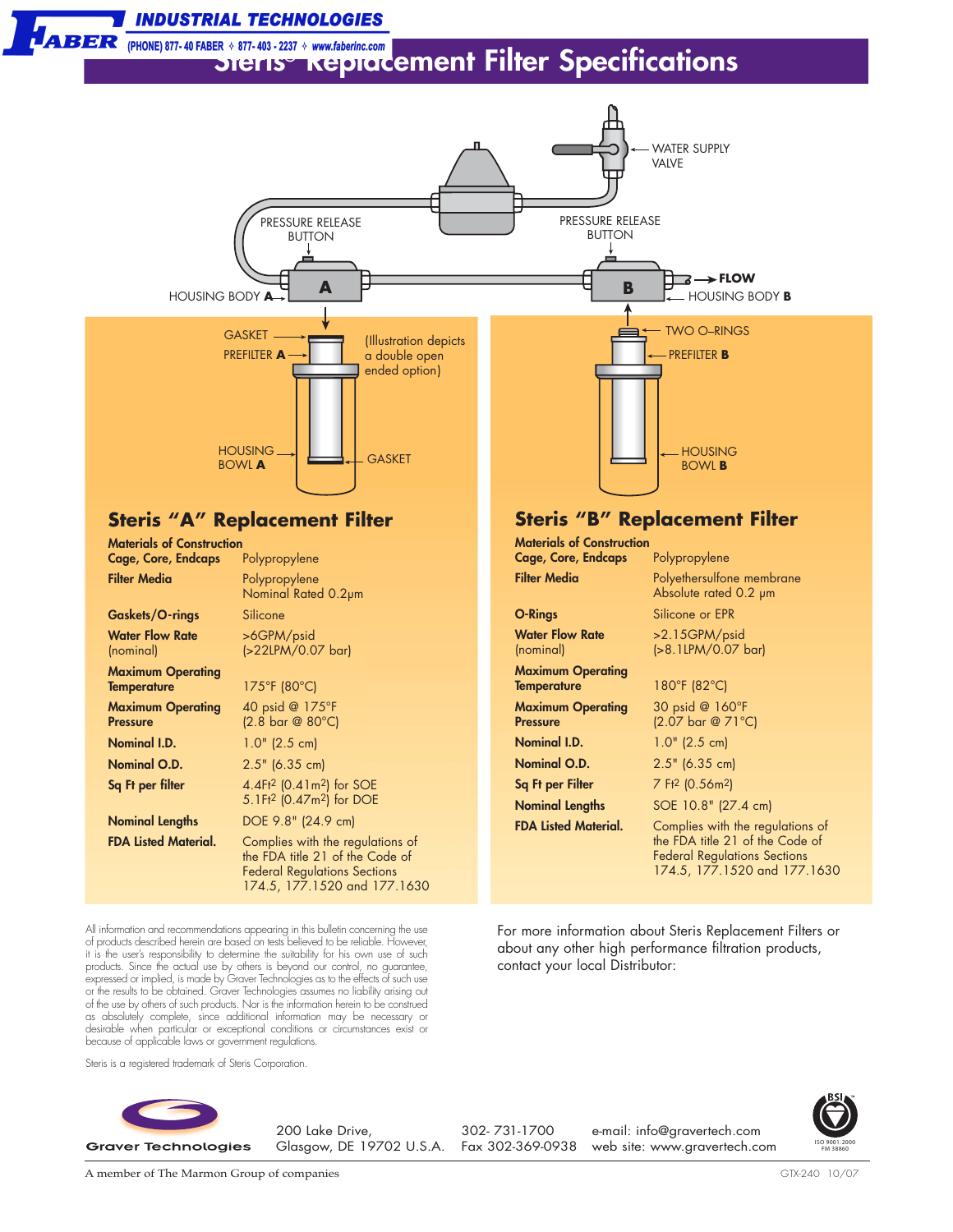# Steris® Replacement Filter Specifications

WATER SUPPLY VALVE

PRESSURE RELEASE BUTTON

PRESSURE RELEASE BUTTON

HOUSING BODY **A**

FLOW

HOUSING BODY **B**

GASKET

PREFILTER **A**

(Illustration depicts a double open ended option)

HOUSING BOWL **A**

GASKET

TWO O-RINGS

PREFILTER **B**

HOUSING BOWL **B**

## Steris "A" Replacement Filter

| | |
|---|---|
| **Materials of Construction** | |
| **Cage, Core, Endcaps** | Polypropylene |
| **Filter Media** | Polypropylene<br>Nominal Rated 0.2μm |
| **Gaskets/O-rings** | Silicone |
| **Water Flow Rate** (nominal) | >6GPM/psid<br>(>22LPM/0.07 bar) |
| **Maximum Operating Temperature** | 175°F (80°C) |
| **Maximum Operating Pressure** | 40 psid @ 175°F<br>(2.8 bar @ 80°C) |
| **Nominal I.D.** | 1.0" (2.5 cm) |
| **Nominal O.D.** | 2.5" (6.35 cm) |
| **Sq Ft per filter** | 4.4Ft² (0.41m²) for SOE<br>5.1Ft² (0.47m²) for DOE |
| **Nominal Lengths** | DOE 9.8" (24.9 cm) |
| **FDA Listed Material.** | Complies with the regulations of the FDA title 21 of the Code of Federal Regulations Sections 174.5, 177.1520 and 177.1630 |

## Steris "B" Replacement Filter

| | |
|---|---|
| **Materials of Construction** | |
| **Cage, Core, Endcaps** | Polypropylene |
| **Filter Media** | Polyethersulfone membrane<br>Absolute rated 0.2 μm |
| **O-Rings** | Silicone or EPR |
| **Water Flow Rate** (nominal) | >2.15GPM/psid<br>(>8.1LPM/0.07 bar) |
| **Maximum Operating Temperature** | 180°F (82°C) |
| **Maximum Operating Pressure** | 30 psid @ 160°F<br>(2.07 bar @ 71°C) |
| **Nominal I.D.** | 1.0" (2.5 cm) |
| **Nominal O.D.** | 2.5" (6.35 cm) |
| **Sq Ft per Filter** | 7 Ft² (0.56m²) |
| **Nominal Lengths** | SOE 10.8" (27.4 cm) |
| **FDA Listed Material.** | Complies with the regulations of the FDA title 21 of the Code of Federal Regulations Sections 174.5, 177.1520 and 177.1630 |

All information and recommendations appearing in this bulletin concerning the use of products described herein are based on tests believed to be reliable. However, it is the user's responsibility to determine the suitability for his own use of such products. Since the actual use by others is beyond our control, no guarantee, expressed or implied, is made by Graver Technologies as to the effects of such use or the results to be obtained. Graver Technologies assumes no liability arising out of the use by others of such products. Nor is the information herein to be construed as absolutely complete, since additional information may be necessary or desirable when particular or exceptional conditions or circumstances exist or because of applicable laws or government regulations.

Steris is a registered trademark of Steris Corporation.

For more information about Steris Replacement Filters or about any other high performance filtration products, contact your local Distributor:

**FABER INDUSTRIAL TECHNOLOGIES**
(PHONE) 877-40 FABER ◊ 877-403-2237 ◊ www.faberinc.com

Graver Technologies

200 Lake Drive,
Glasgow, DE 19702 U.S.A.

302-731-1700
Fax 302-369-0938

e-mail: info@gravertech.com
web site: www.gravertech.com

BSI ISO 9001:2000 FM 38860

A member of The Marmon Group of companies

GTX-240 10/07